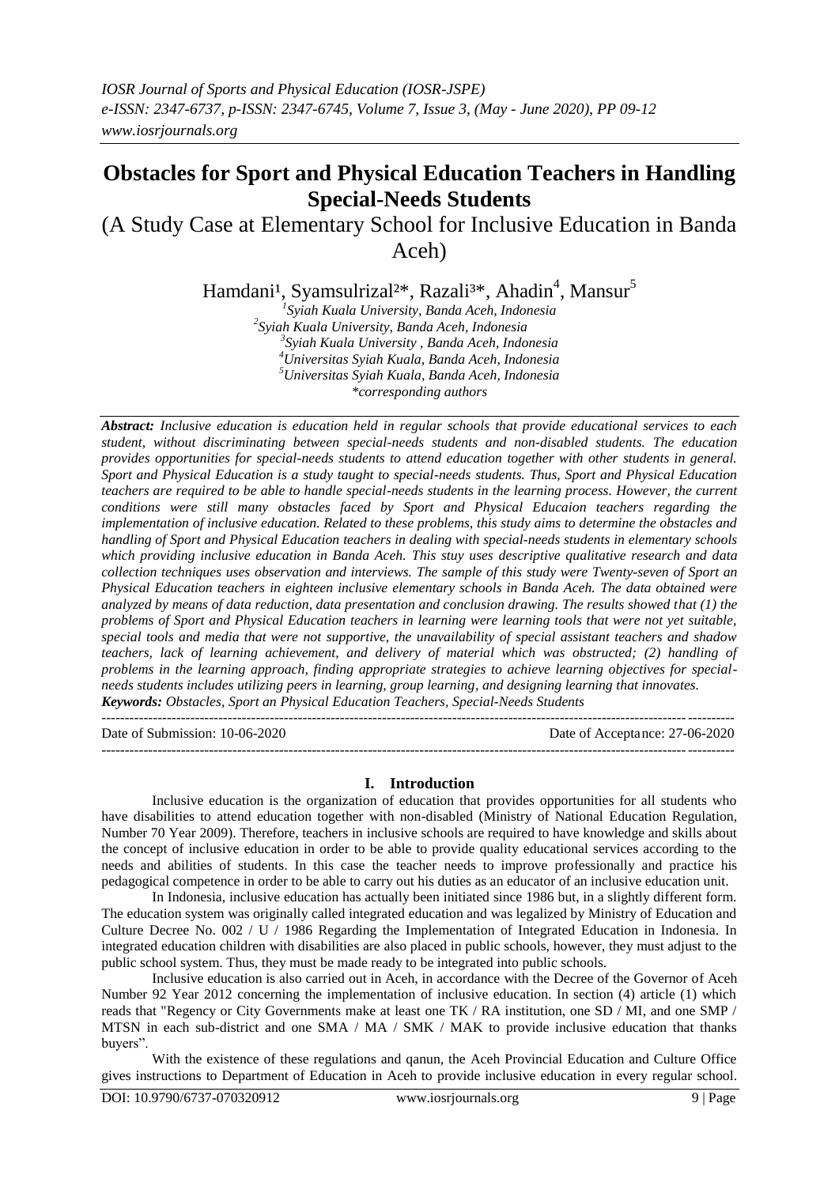# Obstacles for Sport and Physical Education Teachers in Handling Special-Needs Students

(A Study Case at Elementary School for Inclusive Education in Banda Aceh)

Hamdani[1], Syamsulrizal[2]*, Razali[3]*, Ahadin[4], Mansur[5]

[1]Syiah Kuala University, Banda Aceh, Indonesia
[2]Syiah Kuala University, Banda Aceh, Indonesia
[3]Syiah Kuala University , Banda Aceh, Indonesia
[4]Universitas Syiah Kuala, Banda Aceh, Indonesia
[5]Universitas Syiah Kuala, Banda Aceh, Indonesia
*corresponding authors

***Abstract:*** *Inclusive education is education held in regular schools that provide educational services to each student, without discriminating between special-needs students and non-disabled students. The education provides opportunities for special-needs students to attend education together with other students in general. Sport and Physical Education is a study taught to special-needs students. Thus, Sport and Physical Education teachers are required to be able to handle special-needs students in the learning process. However, the current conditions were still many obstacles faced by Sport and Physical Educaion teachers regarding the implementation of inclusive education. Related to these problems, this study aims to determine the obstacles and handling of Sport and Physical Education teachers in dealing with special-needs students in elementary schools which providing inclusive education in Banda Aceh. This stuy uses descriptive qualitative research and data collection techniques uses observation and interviews. The sample of this study were Twenty-seven of Sport an Physical Education teachers in eighteen inclusive elementary schools in Banda Aceh. The data obtained were analyzed by means of data reduction, data presentation and conclusion drawing. The results showed that (1) the problems of Sport and Physical Education teachers in learning were learning tools that were not yet suitable, special tools and media that were not supportive, the unavailability of special assistant teachers and shadow teachers, lack of learning achievement, and delivery of material which was obstructed; (2) handling of problems in the learning approach, finding appropriate strategies to achieve learning objectives for special-needs students includes utilizing peers in learning, group learning, and designing learning that innovates.*

***Keywords:*** *Obstacles, Sport an Physical Education Teachers, Special-Needs Students*

Date of Submission: 10-06-2020 — Date of Acceptance: 27-06-2020

## I. Introduction

Inclusive education is the organization of education that provides opportunities for all students who have disabilities to attend education together with non-disabled (Ministry of National Education Regulation, Number 70 Year 2009). Therefore, teachers in inclusive schools are required to have knowledge and skills about the concept of inclusive education in order to be able to provide quality educational services according to the needs and abilities of students. In this case the teacher needs to improve professionally and practice his pedagogical competence in order to be able to carry out his duties as an educator of an inclusive education unit.

In Indonesia, inclusive education has actually been initiated since 1986 but, in a slightly different form. The education system was originally called integrated education and was legalized by Ministry of Education and Culture Decree No. 002 / U / 1986 Regarding the Implementation of Integrated Education in Indonesia. In integrated education children with disabilities are also placed in public schools, however, they must adjust to the public school system. Thus, they must be made ready to be integrated into public schools.

Inclusive education is also carried out in Aceh, in accordance with the Decree of the Governor of Aceh Number 92 Year 2012 concerning the implementation of inclusive education. In section (4) article (1) which reads that "Regency or City Governments make at least one TK / RA institution, one SD / MI, and one SMP / MTSN in each sub-district and one SMA / MA / SMK / MAK to provide inclusive education that thanks buyers".

With the existence of these regulations and qanun, the Aceh Provincial Education and Culture Office gives instructions to Department of Education in Aceh to provide inclusive education in every regular school.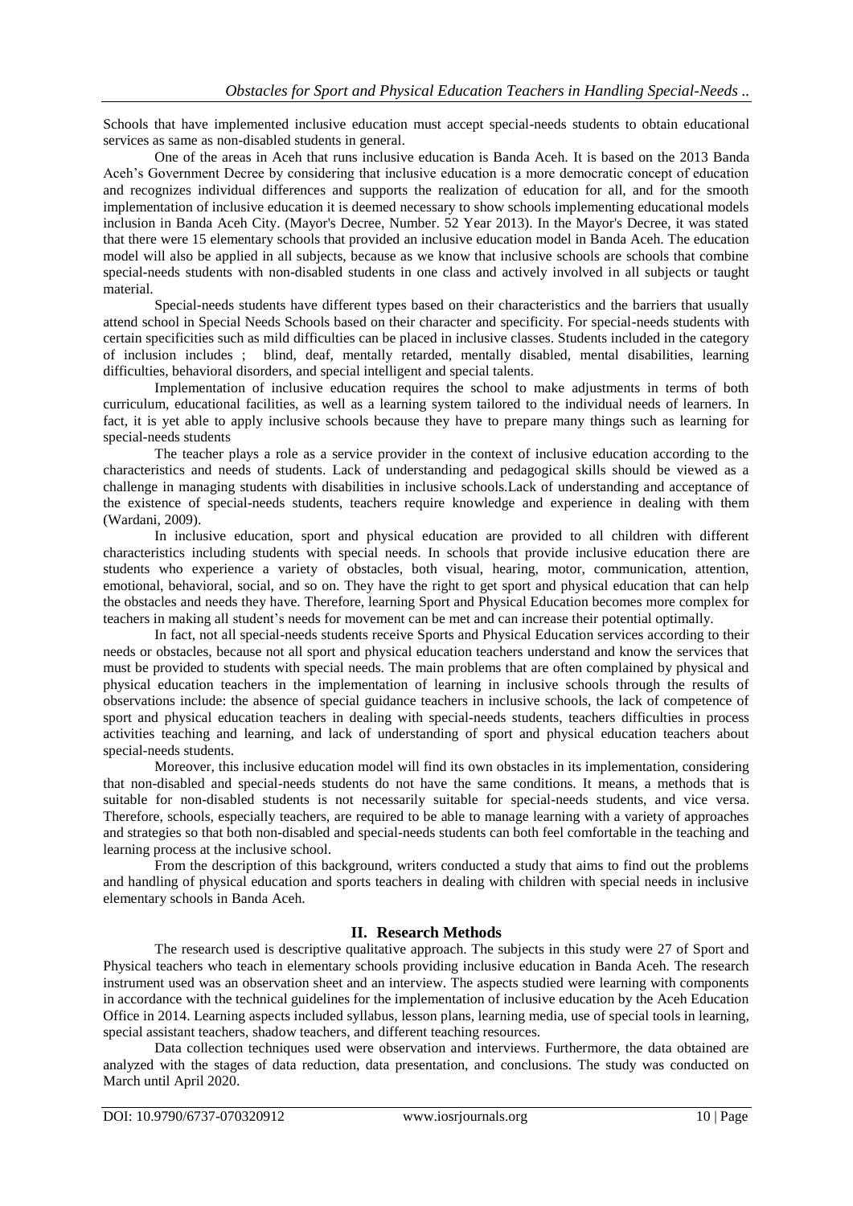Schools that have implemented inclusive education must accept special-needs students to obtain educational services as same as non-disabled students in general.

One of the areas in Aceh that runs inclusive education is Banda Aceh. It is based on the 2013 Banda Aceh's Government Decree by considering that inclusive education is a more democratic concept of education and recognizes individual differences and supports the realization of education for all, and for the smooth implementation of inclusive education it is deemed necessary to show schools implementing educational models inclusion in Banda Aceh City. (Mayor's Decree, Number. 52 Year 2013). In the Mayor's Decree, it was stated that there were 15 elementary schools that provided an inclusive education model in Banda Aceh. The education model will also be applied in all subjects, because as we know that inclusive schools are schools that combine special-needs students with non-disabled students in one class and actively involved in all subjects or taught material.

Special-needs students have different types based on their characteristics and the barriers that usually attend school in Special Needs Schools based on their character and specificity. For special-needs students with certain specificities such as mild difficulties can be placed in inclusive classes. Students included in the category of inclusion includes ; blind, deaf, mentally retarded, mentally disabled, mental disabilities, learning difficulties, behavioral disorders, and special intelligent and special talents.

Implementation of inclusive education requires the school to make adjustments in terms of both curriculum, educational facilities, as well as a learning system tailored to the individual needs of learners. In fact, it is yet able to apply inclusive schools because they have to prepare many things such as learning for special-needs students

The teacher plays a role as a service provider in the context of inclusive education according to the characteristics and needs of students. Lack of understanding and pedagogical skills should be viewed as a challenge in managing students with disabilities in inclusive schools.Lack of understanding and acceptance of the existence of special-needs students, teachers require knowledge and experience in dealing with them (Wardani, 2009).

In inclusive education, sport and physical education are provided to all children with different characteristics including students with special needs. In schools that provide inclusive education there are students who experience a variety of obstacles, both visual, hearing, motor, communication, attention, emotional, behavioral, social, and so on. They have the right to get sport and physical education that can help the obstacles and needs they have. Therefore, learning Sport and Physical Education becomes more complex for teachers in making all student's needs for movement can be met and can increase their potential optimally.

In fact, not all special-needs students receive Sports and Physical Education services according to their needs or obstacles, because not all sport and physical education teachers understand and know the services that must be provided to students with special needs. The main problems that are often complained by physical and physical education teachers in the implementation of learning in inclusive schools through the results of observations include: the absence of special guidance teachers in inclusive schools, the lack of competence of sport and physical education teachers in dealing with special-needs students, teachers difficulties in process activities teaching and learning, and lack of understanding of sport and physical education teachers about special-needs students.

Moreover, this inclusive education model will find its own obstacles in its implementation, considering that non-disabled and special-needs students do not have the same conditions. It means, a methods that is suitable for non-disabled students is not necessarily suitable for special-needs students, and vice versa. Therefore, schools, especially teachers, are required to be able to manage learning with a variety of approaches and strategies so that both non-disabled and special-needs students can both feel comfortable in the teaching and learning process at the inclusive school.

From the description of this background, writers conducted a study that aims to find out the problems and handling of physical education and sports teachers in dealing with children with special needs in inclusive elementary schools in Banda Aceh.

## II. Research Methods

The research used is descriptive qualitative approach. The subjects in this study were 27 of Sport and Physical teachers who teach in elementary schools providing inclusive education in Banda Aceh. The research instrument used was an observation sheet and an interview. The aspects studied were learning with components in accordance with the technical guidelines for the implementation of inclusive education by the Aceh Education Office in 2014. Learning aspects included syllabus, lesson plans, learning media, use of special tools in learning, special assistant teachers, shadow teachers, and different teaching resources.

Data collection techniques used were observation and interviews. Furthermore, the data obtained are analyzed with the stages of data reduction, data presentation, and conclusions. The study was conducted on March until April 2020.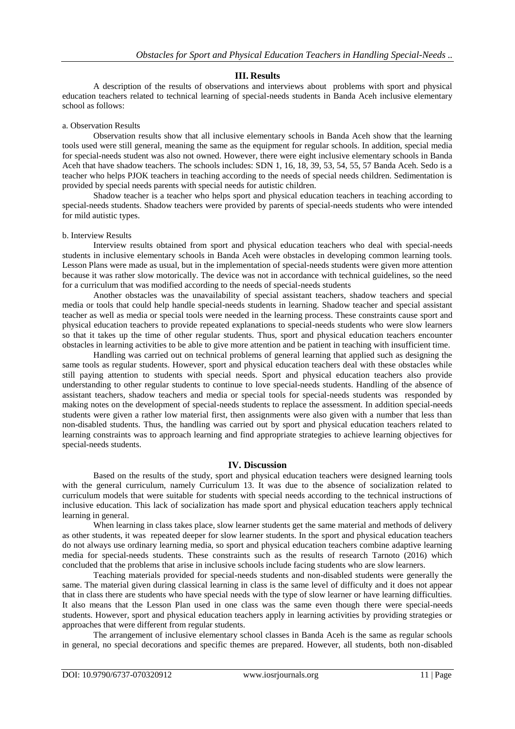## III. Results

A description of the results of observations and interviews about problems with sport and physical education teachers related to technical learning of special-needs students in Banda Aceh inclusive elementary school as follows:

a. Observation Results

Observation results show that all inclusive elementary schools in Banda Aceh show that the learning tools used were still general, meaning the same as the equipment for regular schools. In addition, special media for special-needs student was also not owned. However, there were eight inclusive elementary schools in Banda Aceh that have shadow teachers. The schools includes: SDN 1, 16, 18, 39, 53, 54, 55, 57 Banda Aceh. Sedo is a teacher who helps PJOK teachers in teaching according to the needs of special needs children. Sedimentation is provided by special needs parents with special needs for autistic children.

Shadow teacher is a teacher who helps sport and physical education teachers in teaching according to special-needs students. Shadow teachers were provided by parents of special-needs students who were intended for mild autistic types.

b. Interview Results

Interview results obtained from sport and physical education teachers who deal with special-needs students in inclusive elementary schools in Banda Aceh were obstacles in developing common learning tools. Lesson Plans were made as usual, but in the implementation of special-needs students were given more attention because it was rather slow motorically. The device was not in accordance with technical guidelines, so the need for a curriculum that was modified according to the needs of special-needs students

Another obstacles was the unavailability of special assistant teachers, shadow teachers and special media or tools that could help handle special-needs students in learning. Shadow teacher and special assistant teacher as well as media or special tools were needed in the learning process. These constraints cause sport and physical education teachers to provide repeated explanations to special-needs students who were slow learners so that it takes up the time of other regular students. Thus, sport and physical education teachers encounter obstacles in learning activities to be able to give more attention and be patient in teaching with insufficient time.

Handling was carried out on technical problems of general learning that applied such as designing the same tools as regular students. However, sport and physical education teachers deal with these obstacles while still paying attention to students with special needs. Sport and physical education teachers also provide understanding to other regular students to continue to love special-needs students. Handling of the absence of assistant teachers, shadow teachers and media or special tools for special-needs students was responded by making notes on the development of special-needs students to replace the assessment. In addition special-needs students were given a rather low material first, then assignments were also given with a number that less than non-disabled students. Thus, the handling was carried out by sport and physical education teachers related to learning constraints was to approach learning and find appropriate strategies to achieve learning objectives for special-needs students.

## IV. Discussion

Based on the results of the study, sport and physical education teachers were designed learning tools with the general curriculum, namely Curriculum 13. It was due to the absence of socialization related to curriculum models that were suitable for students with special needs according to the technical instructions of inclusive education. This lack of socialization has made sport and physical education teachers apply technical learning in general.

When learning in class takes place, slow learner students get the same material and methods of delivery as other students, it was repeated deeper for slow learner students. In the sport and physical education teachers do not always use ordinary learning media, so sport and physical education teachers combine adaptive learning media for special-needs students. These constraints such as the results of research Tarnoto (2016) which concluded that the problems that arise in inclusive schools include facing students who are slow learners.

Teaching materials provided for special-needs students and non-disabled students were generally the same. The material given during classical learning in class is the same level of difficulty and it does not appear that in class there are students who have special needs with the type of slow learner or have learning difficulties. It also means that the Lesson Plan used in one class was the same even though there were special-needs students. However, sport and physical education teachers apply in learning activities by providing strategies or approaches that were different from regular students.

The arrangement of inclusive elementary school classes in Banda Aceh is the same as regular schools in general, no special decorations and specific themes are prepared. However, all students, both non-disabled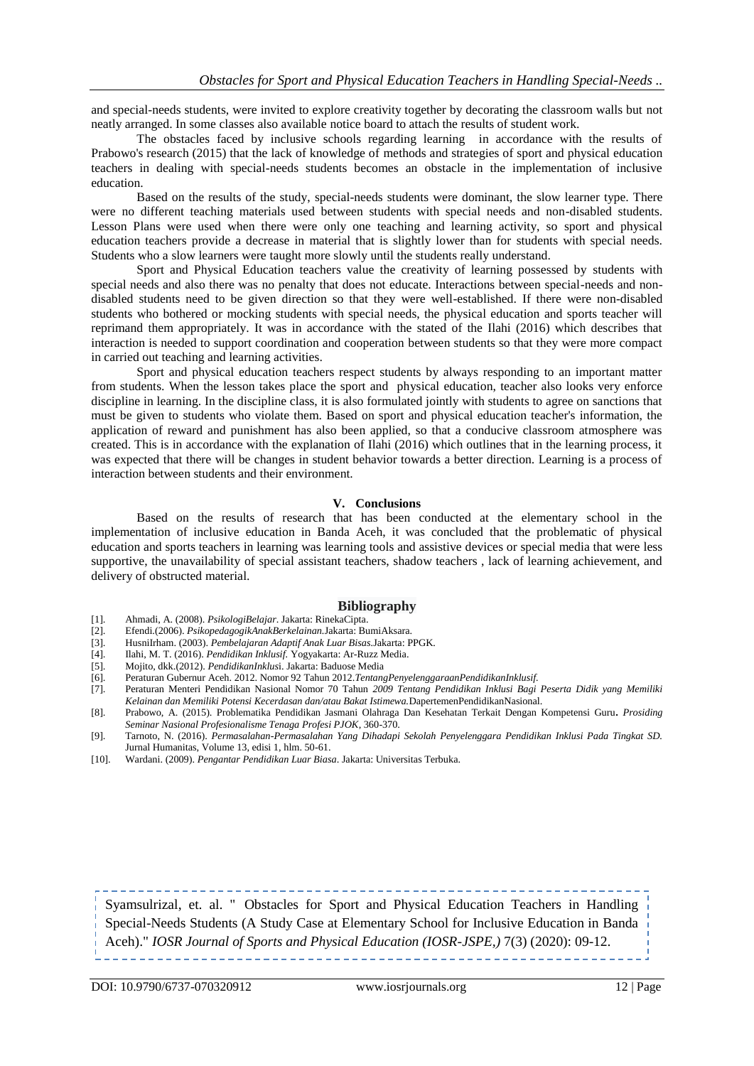and special-needs students, were invited to explore creativity together by decorating the classroom walls but not neatly arranged. In some classes also available notice board to attach the results of student work.

The obstacles faced by inclusive schools regarding learning in accordance with the results of Prabowo's research (2015) that the lack of knowledge of methods and strategies of sport and physical education teachers in dealing with special-needs students becomes an obstacle in the implementation of inclusive education.

Based on the results of the study, special-needs students were dominant, the slow learner type. There were no different teaching materials used between students with special needs and non-disabled students. Lesson Plans were used when there were only one teaching and learning activity, so sport and physical education teachers provide a decrease in material that is slightly lower than for students with special needs. Students who a slow learners were taught more slowly until the students really understand.

Sport and Physical Education teachers value the creativity of learning possessed by students with special needs and also there was no penalty that does not educate. Interactions between special-needs and non-disabled students need to be given direction so that they were well-established. If there were non-disabled students who bothered or mocking students with special needs, the physical education and sports teacher will reprimand them appropriately. It was in accordance with the stated of the Ilahi (2016) which describes that interaction is needed to support coordination and cooperation between students so that they were more compact in carried out teaching and learning activities.

Sport and physical education teachers respect students by always responding to an important matter from students. When the lesson takes place the sport and physical education, teacher also looks very enforce discipline in learning. In the discipline class, it is also formulated jointly with students to agree on sanctions that must be given to students who violate them. Based on sport and physical education teacher's information, the application of reward and punishment has also been applied, so that a conducive classroom atmosphere was created. This is in accordance with the explanation of Ilahi (2016) which outlines that in the learning process, it was expected that there will be changes in student behavior towards a better direction. Learning is a process of interaction between students and their environment.

## V. Conclusions

Based on the results of research that has been conducted at the elementary school in the implementation of inclusive education in Banda Aceh, it was concluded that the problematic of physical education and sports teachers in learning was learning tools and assistive devices or special media that were less supportive, the unavailability of special assistant teachers, shadow teachers , lack of learning achievement, and delivery of obstructed material.

## Bibliography

[1]. Ahmadi, A. (2008). *PsikologiBelajar*. Jakarta: RinekaCipta.

[2]. Efendi.(2006). *PsikopedagogikAnakBerkelainan*.Jakarta: BumiAksara.

[3]. HusniIrham. (2003). *Pembelajaran Adaptif Anak Luar Bisas*.Jakarta: PPGK.

[4]. Ilahi, M. T. (2016). *Pendidikan Inklusif.* Yogyakarta: Ar-Ruzz Media.

[5]. Mojito, dkk.(2012). *PendidikanInklus*i. Jakarta: Baduose Media

[6]. Peraturan Gubernur Aceh. 2012. Nomor 92 Tahun 2012.*TentangPenyelenggaraanPendidikanInklusif.*

[7]. Peraturan Menteri Pendidikan Nasional Nomor 70 Tahun *2009 Tentang Pendidikan Inklusi Bagi Peserta Didik yang Memiliki Kelainan dan Memiliki Potensi Kecerdasan dan/atau Bakat Istimewa.*DapertemenPendidikanNasional.

[8]. Prabowo, A. (2015). Problematika Pendidikan Jasmani Olahraga Dan Kesehatan Terkait Dengan Kompetensi Guru**.** *Prosiding Seminar Nasional Profesionalisme Tenaga Profesi PJOK*, 360-370.

[9]. Tarnoto, N. (2016). *Permasalahan-Permasalahan Yang Dihadapi Sekolah Penyelenggara Pendidikan Inklusi Pada Tingkat SD.* Jurnal Humanitas, Volume 13, edisi 1, hlm. 50-61.

[10]. Wardani. (2009). *Pengantar Pendidikan Luar Biasa*. Jakarta: Universitas Terbuka.

Syamsulrizal, et. al. " Obstacles for Sport and Physical Education Teachers in Handling Special-Needs Students (A Study Case at Elementary School for Inclusive Education in Banda Aceh)." *IOSR Journal of Sports and Physical Education (IOSR-JSPE,)* 7(3) (2020): 09-12.